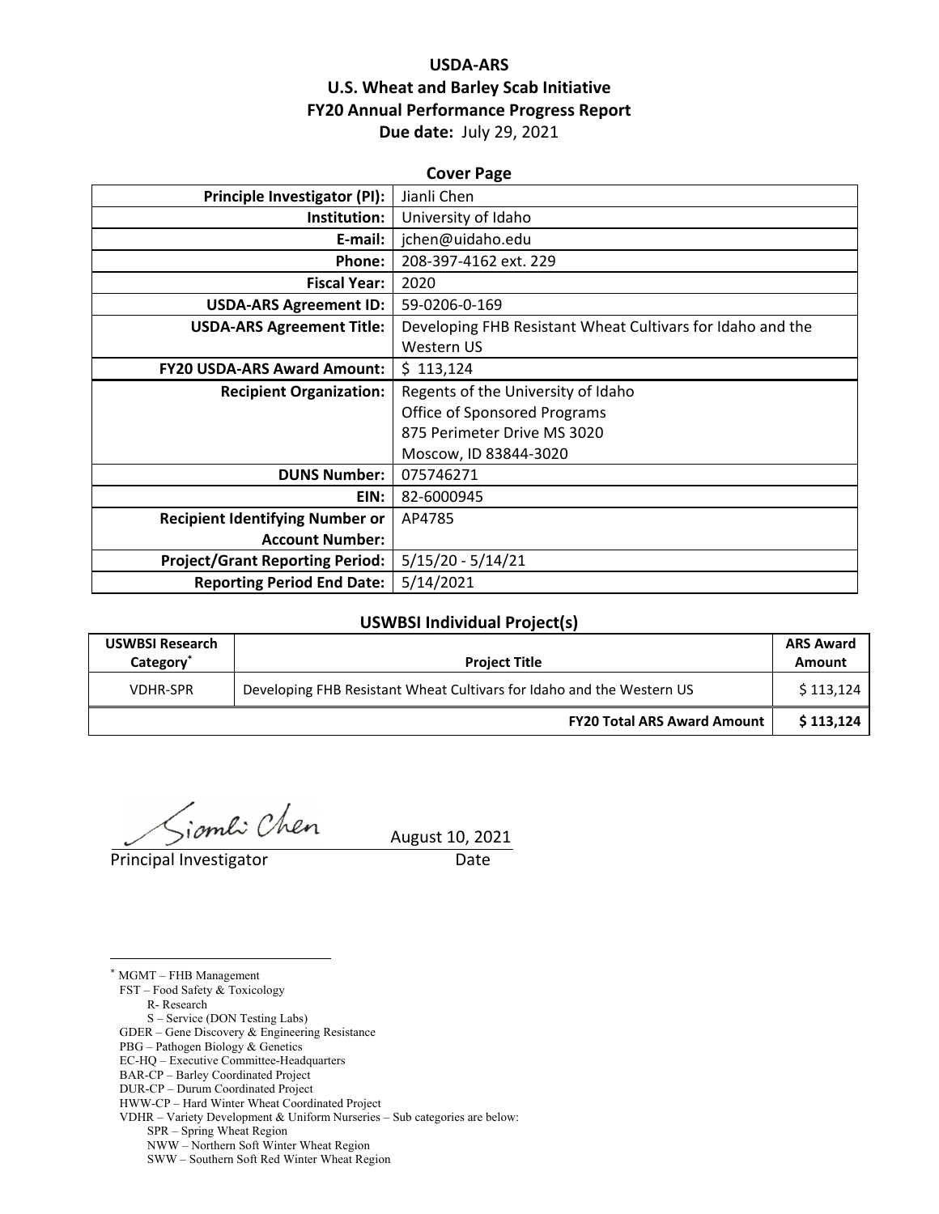# USDA-ARS
## U.S. Wheat and Barley Scab Initiative
## FY20 Annual Performance Progress Report
**Due date:** July 29, 2021

### Cover Page

| | |
|---|---|
| **Principle Investigator (PI):** | Jianli Chen |
| **Institution:** | University of Idaho |
| **E-mail:** | jchen@uidaho.edu |
| **Phone:** | 208-397-4162 ext. 229 |
| **Fiscal Year:** | 2020 |
| **USDA-ARS Agreement ID:** | 59-0206-0-169 |
| **USDA-ARS Agreement Title:** | Developing FHB Resistant Wheat Cultivars for Idaho and the Western US |
| **FY20 USDA-ARS Award Amount:** | $ 113,124 |
| **Recipient Organization:** | Regents of the University of Idaho<br>Office of Sponsored Programs<br>875 Perimeter Drive MS 3020<br>Moscow, ID 83844-3020 |
| **DUNS Number:** | 075746271 |
| **EIN:** | 82-6000945 |
| **Recipient Identifying Number or Account Number:** | AP4785 |
| **Project/Grant Reporting Period:** | 5/15/20 - 5/14/21 |
| **Reporting Period End Date:** | 5/14/2021 |

### USWBSI Individual Project(s)

| USWBSI Research Category* | Project Title | ARS Award Amount |
|---|---|---|
| VDHR-SPR | Developing FHB Resistant Wheat Cultivars for Idaho and the Western US | $ 113,124 |
| | **FY20 Total ARS Award Amount** | **$ 113,124** |

Jianli Chen (signature) — August 10, 2021

Principal Investigator — Date

---

\* MGMT – FHB Management
FST – Food Safety & Toxicology
- R- Research
- S – Service (DON Testing Labs)

GDER – Gene Discovery & Engineering Resistance
PBG – Pathogen Biology & Genetics
EC-HQ – Executive Committee-Headquarters
BAR-CP – Barley Coordinated Project
DUR-CP – Durum Coordinated Project
HWW-CP – Hard Winter Wheat Coordinated Project
VDHR – Variety Development & Uniform Nurseries – Sub categories are below:
- SPR – Spring Wheat Region
- NWW – Northern Soft Winter Wheat Region
- SWW – Southern Soft Red Winter Wheat Region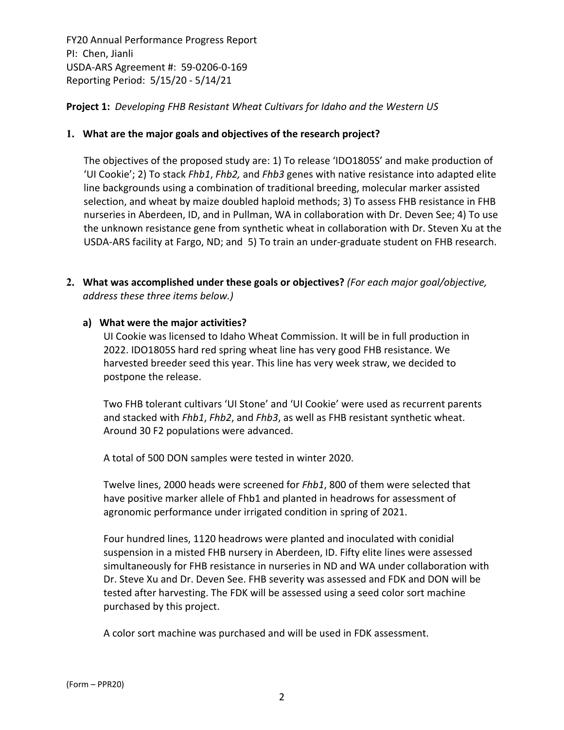FY20 Annual Performance Progress Report
PI: Chen, Jianli
USDA-ARS Agreement #: 59-0206-0-169
Reporting Period: 5/15/20 - 5/14/21

**Project 1:** *Developing FHB Resistant Wheat Cultivars for Idaho and the Western US*

**1. What are the major goals and objectives of the research project?**

The objectives of the proposed study are: 1) To release 'IDO1805S' and make production of 'UI Cookie'; 2) To stack *Fhb1*, *Fhb2,* and *Fhb3* genes with native resistance into adapted elite line backgrounds using a combination of traditional breeding, molecular marker assisted selection, and wheat by maize doubled haploid methods; 3) To assess FHB resistance in FHB nurseries in Aberdeen, ID, and in Pullman, WA in collaboration with Dr. Deven See; 4) To use the unknown resistance gene from synthetic wheat in collaboration with Dr. Steven Xu at the USDA-ARS facility at Fargo, ND; and 5) To train an under-graduate student on FHB research.

**2. What was accomplished under these goals or objectives?** *(For each major goal/objective, address these three items below.)*

**a) What were the major activities?**

UI Cookie was licensed to Idaho Wheat Commission. It will be in full production in 2022. IDO1805S hard red spring wheat line has very good FHB resistance. We harvested breeder seed this year. This line has very week straw, we decided to postpone the release.

Two FHB tolerant cultivars 'UI Stone' and 'UI Cookie' were used as recurrent parents and stacked with *Fhb1*, *Fhb2*, and *Fhb3*, as well as FHB resistant synthetic wheat. Around 30 F2 populations were advanced.

A total of 500 DON samples were tested in winter 2020.

Twelve lines, 2000 heads were screened for *Fhb1*, 800 of them were selected that have positive marker allele of Fhb1 and planted in headrows for assessment of agronomic performance under irrigated condition in spring of 2021.

Four hundred lines, 1120 headrows were planted and inoculated with conidial suspension in a misted FHB nursery in Aberdeen, ID. Fifty elite lines were assessed simultaneously for FHB resistance in nurseries in ND and WA under collaboration with Dr. Steve Xu and Dr. Deven See. FHB severity was assessed and FDK and DON will be tested after harvesting. The FDK will be assessed using a seed color sort machine purchased by this project.

A color sort machine was purchased and will be used in FDK assessment.

(Form – PPR20)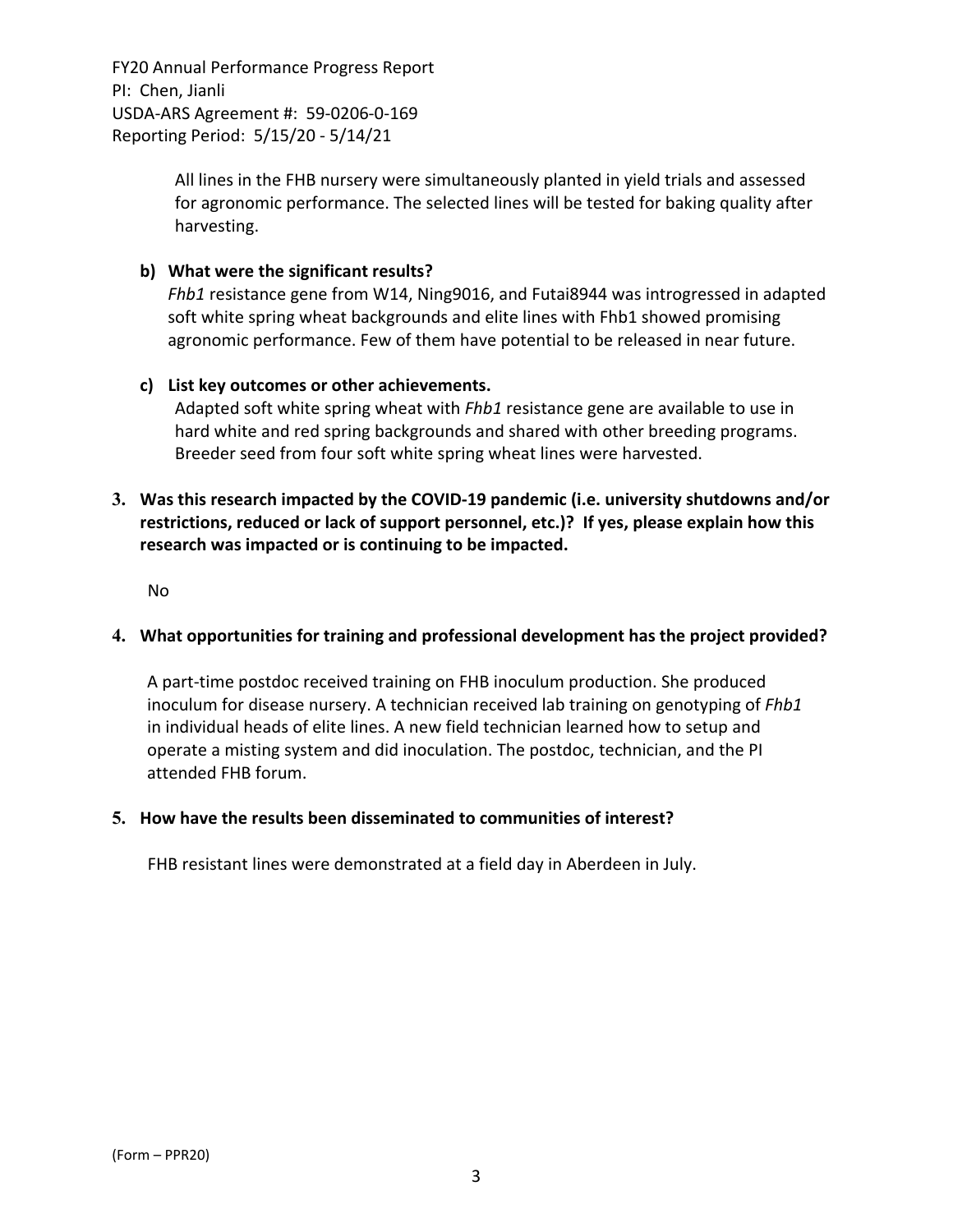All lines in the FHB nursery were simultaneously planted in yield trials and assessed for agronomic performance. The selected lines will be tested for baking quality after harvesting.

**b) What were the significant results?**

*Fhb1* resistance gene from W14, Ning9016, and Futai8944 was introgressed in adapted soft white spring wheat backgrounds and elite lines with Fhb1 showed promising agronomic performance. Few of them have potential to be released in near future.

**c) List key outcomes or other achievements.**

Adapted soft white spring wheat with *Fhb1* resistance gene are available to use in hard white and red spring backgrounds and shared with other breeding programs. Breeder seed from four soft white spring wheat lines were harvested.

**3. Was this research impacted by the COVID-19 pandemic (i.e. university shutdowns and/or restrictions, reduced or lack of support personnel, etc.)? If yes, please explain how this research was impacted or is continuing to be impacted.**

No

**4. What opportunities for training and professional development has the project provided?**

A part-time postdoc received training on FHB inoculum production. She produced inoculum for disease nursery. A technician received lab training on genotyping of *Fhb1* in individual heads of elite lines. A new field technician learned how to setup and operate a misting system and did inoculation. The postdoc, technician, and the PI attended FHB forum.

**5. How have the results been disseminated to communities of interest?**

FHB resistant lines were demonstrated at a field day in Aberdeen in July.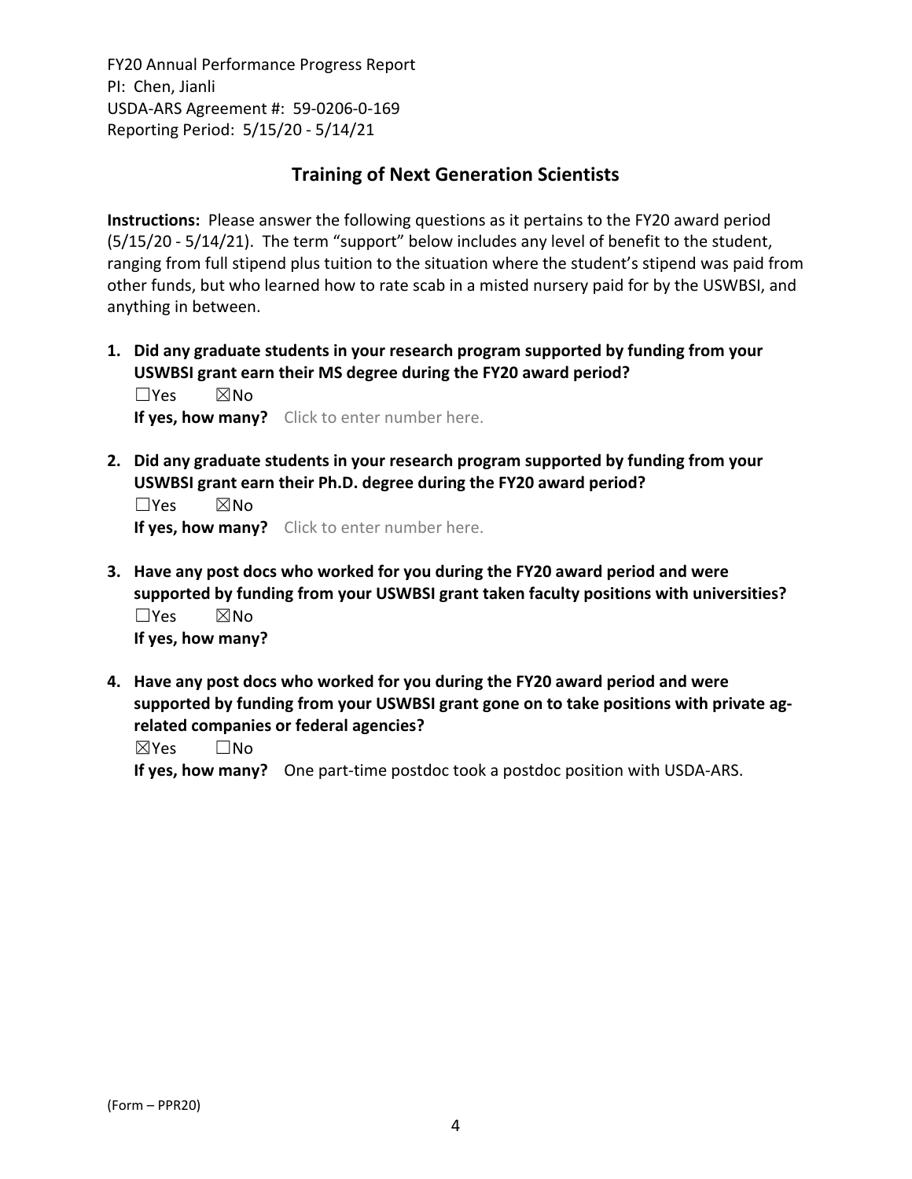## Training of Next Generation Scientists

**Instructions:** Please answer the following questions as it pertains to the FY20 award period (5/15/20 - 5/14/21). The term "support" below includes any level of benefit to the student, ranging from full stipend plus tuition to the situation where the student's stipend was paid from other funds, but who learned how to rate scab in a misted nursery paid for by the USWBSI, and anything in between.

1. **Did any graduate students in your research program supported by funding from your USWBSI grant earn their MS degree during the FY20 award period?**
   ☐Yes ☒No
   **If yes, how many?** Click to enter number here.

2. **Did any graduate students in your research program supported by funding from your USWBSI grant earn their Ph.D. degree during the FY20 award period?**
   ☐Yes ☒No
   **If yes, how many?** Click to enter number here.

3. **Have any post docs who worked for you during the FY20 award period and were supported by funding from your USWBSI grant taken faculty positions with universities?**
   ☐Yes ☒No
   **If yes, how many?**

4. **Have any post docs who worked for you during the FY20 award period and were supported by funding from your USWBSI grant gone on to take positions with private ag-related companies or federal agencies?**
   ☒Yes ☐No
   **If yes, how many?** One part-time postdoc took a postdoc position with USDA-ARS.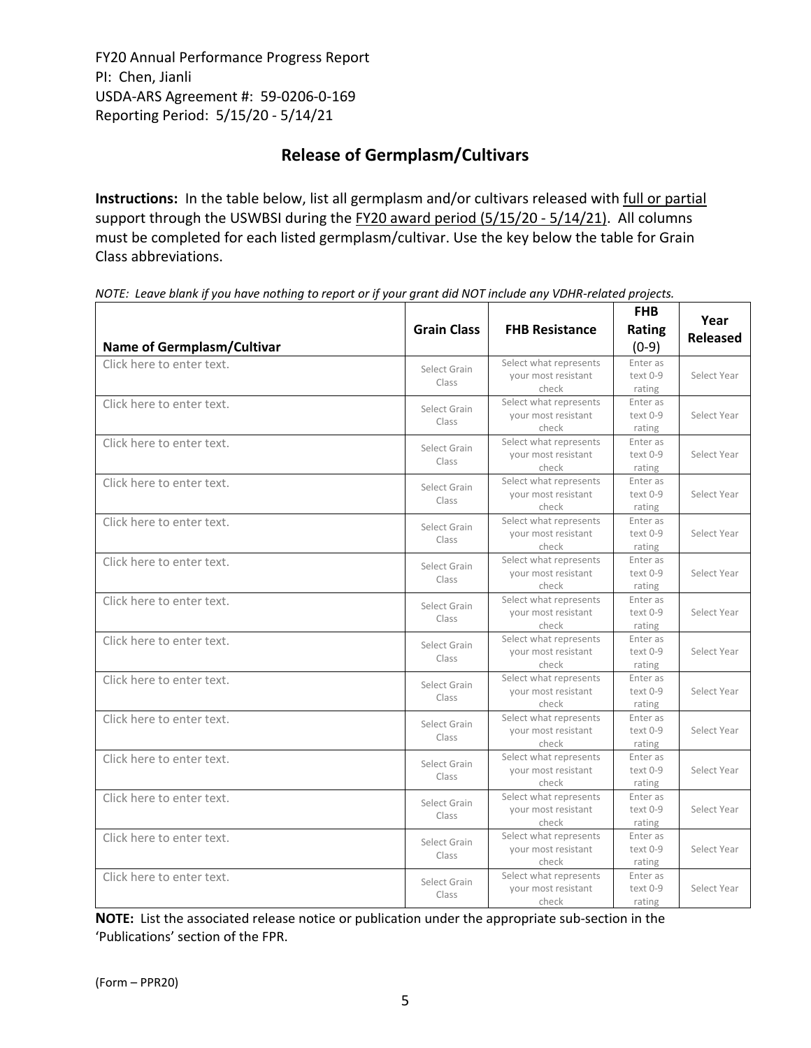FY20 Annual Performance Progress Report
PI: Chen, Jianli
USDA-ARS Agreement #: 59-0206-0-169
Reporting Period: 5/15/20 - 5/14/21

## Release of Germplasm/Cultivars

**Instructions:** In the table below, list all germplasm and/or cultivars released with full or partial support through the USWBSI during the FY20 award period (5/15/20 - 5/14/21). All columns must be completed for each listed germplasm/cultivar. Use the key below the table for Grain Class abbreviations.

*NOTE: Leave blank if you have nothing to report or if your grant did NOT include any VDHR-related projects.*

| Name of Germplasm/Cultivar | Grain Class | FHB Resistance | FHB Rating (0-9) | Year Released |
|---|---|---|---|---|
| Click here to enter text. | Select Grain Class | Select what represents your most resistant check | Enter as text 0-9 rating | Select Year |
| Click here to enter text. | Select Grain Class | Select what represents your most resistant check | Enter as text 0-9 rating | Select Year |
| Click here to enter text. | Select Grain Class | Select what represents your most resistant check | Enter as text 0-9 rating | Select Year |
| Click here to enter text. | Select Grain Class | Select what represents your most resistant check | Enter as text 0-9 rating | Select Year |
| Click here to enter text. | Select Grain Class | Select what represents your most resistant check | Enter as text 0-9 rating | Select Year |
| Click here to enter text. | Select Grain Class | Select what represents your most resistant check | Enter as text 0-9 rating | Select Year |
| Click here to enter text. | Select Grain Class | Select what represents your most resistant check | Enter as text 0-9 rating | Select Year |
| Click here to enter text. | Select Grain Class | Select what represents your most resistant check | Enter as text 0-9 rating | Select Year |
| Click here to enter text. | Select Grain Class | Select what represents your most resistant check | Enter as text 0-9 rating | Select Year |
| Click here to enter text. | Select Grain Class | Select what represents your most resistant check | Enter as text 0-9 rating | Select Year |
| Click here to enter text. | Select Grain Class | Select what represents your most resistant check | Enter as text 0-9 rating | Select Year |
| Click here to enter text. | Select Grain Class | Select what represents your most resistant check | Enter as text 0-9 rating | Select Year |
| Click here to enter text. | Select Grain Class | Select what represents your most resistant check | Enter as text 0-9 rating | Select Year |
| Click here to enter text. | Select Grain Class | Select what represents your most resistant check | Enter as text 0-9 rating | Select Year |

**NOTE:** List the associated release notice or publication under the appropriate sub-section in the 'Publications' section of the FPR.

(Form – PPR20)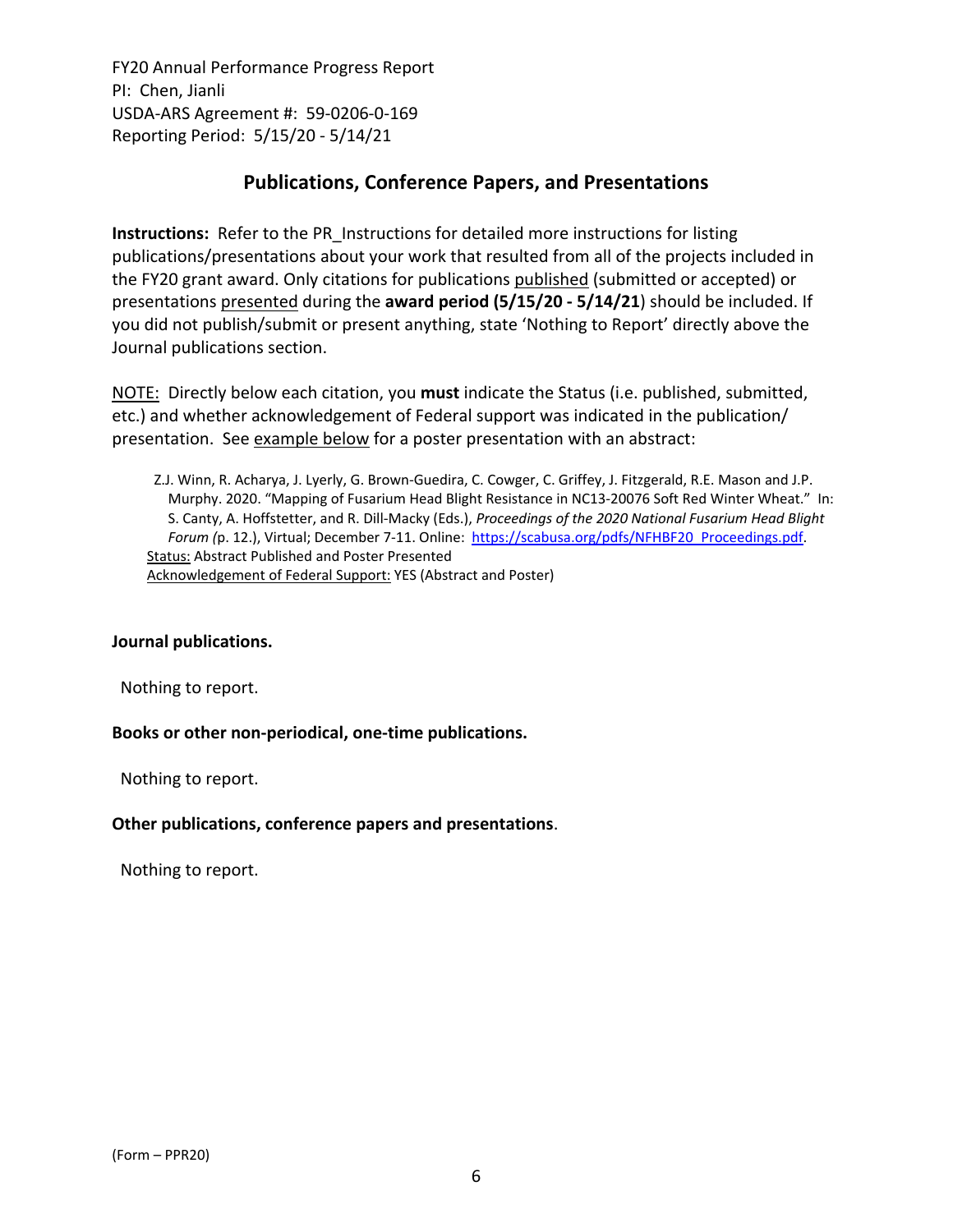FY20 Annual Performance Progress Report
PI: Chen, Jianli
USDA-ARS Agreement #: 59-0206-0-169
Reporting Period: 5/15/20 - 5/14/21

## Publications, Conference Papers, and Presentations

**Instructions:** Refer to the PR_Instructions for detailed more instructions for listing publications/presentations about your work that resulted from all of the projects included in the FY20 grant award. Only citations for publications published (submitted or accepted) or presentations presented during the **award period (5/15/20 - 5/14/21)** should be included. If you did not publish/submit or present anything, state 'Nothing to Report' directly above the Journal publications section.

NOTE: Directly below each citation, you **must** indicate the Status (i.e. published, submitted, etc.) and whether acknowledgement of Federal support was indicated in the publication/ presentation. See example below for a poster presentation with an abstract:

> Z.J. Winn, R. Acharya, J. Lyerly, G. Brown-Guedira, C. Cowger, C. Griffey, J. Fitzgerald, R.E. Mason and J.P. Murphy. 2020. "Mapping of Fusarium Head Blight Resistance in NC13-20076 Soft Red Winter Wheat." In: S. Canty, A. Hoffstetter, and R. Dill-Macky (Eds.), *Proceedings of the 2020 National Fusarium Head Blight Forum (*p. 12.), Virtual; December 7-11. Online: https://scabusa.org/pdfs/NFHBF20_Proceedings.pdf.
> Status: Abstract Published and Poster Presented
> Acknowledgement of Federal Support: YES (Abstract and Poster)

**Journal publications.**

Nothing to report.

**Books or other non-periodical, one-time publications.**

Nothing to report.

**Other publications, conference papers and presentations**.

Nothing to report.

(Form – PPR20)